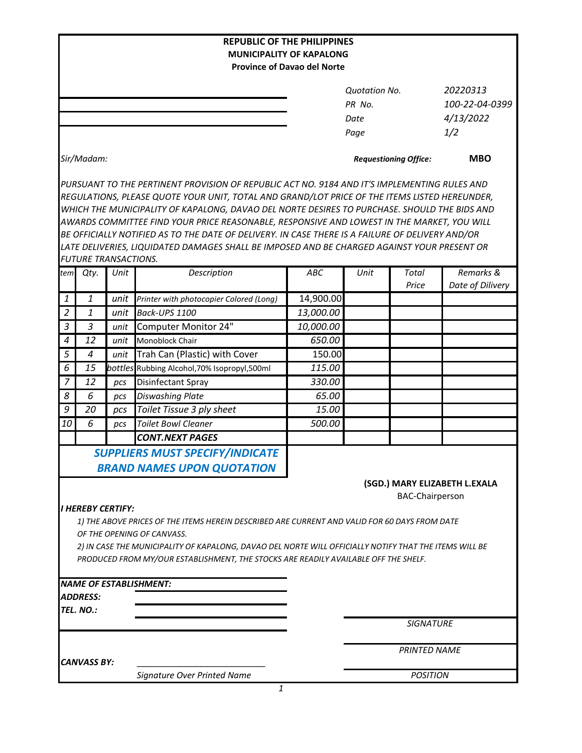**REPUBLIC OF THE PHILIPPINES**
**MUNICIPALITY OF KAPALONG**
**Province of Davao del Norte**

| | |
|---|---|
| *Quotation No.* | *20220313* |
| *PR No.* | *100-22-04-0399* |
| *Date* | *4/13/2022* |
| *Page* | *1/2* |

*Sir/Madam:*

***Requestioning Office:*** **MBO**

*PURSUANT TO THE PERTINENT PROVISION OF REPUBLIC ACT NO. 9184 AND IT'S IMPLEMENTING RULES AND REGULATIONS, PLEASE QUOTE YOUR UNIT, TOTAL AND GRAND/LOT PRICE OF THE ITEMS LISTED HEREUNDER, WHICH THE MUNICIPALITY OF KAPALONG, DAVAO DEL NORTE DESIRES TO PURCHASE. SHOULD THE BIDS AND AWARDS COMMITTEE FIND YOUR PRICE REASONABLE, RESPONSIVE AND LOWEST IN THE MARKET, YOU WILL BE OFFICIALLY NOTIFIED AS TO THE DATE OF DELIVERY. IN CASE THERE IS A FAILURE OF DELIVERY AND/OR LATE DELIVERIES, LIQUIDATED DAMAGES SHALL BE IMPOSED AND BE CHARGED AGAINST YOUR PRESENT OR FUTURE TRANSACTIONS.*

| tem | Qty. | Unit | Description | ABC | Unit | Total Price | Remarks & Date of Dilivery |
|---|---|---|---|---|---|---|---|
| 1 | 1 | unit | Printer with photocopier Colored (Long) | 14,900.00 | | | |
| 2 | 1 | unit | Back-UPS 1100 | 13,000.00 | | | |
| 3 | 3 | unit | Computer Monitor 24" | 10,000.00 | | | |
| 4 | 12 | unit | Monoblock Chair | 650.00 | | | |
| 5 | 4 | unit | Trah Can (Plastic) with Cover | 150.00 | | | |
| 6 | 15 | bottles | Rubbing Alcohol,70% Isopropyl,500ml | 115.00 | | | |
| 7 | 12 | pcs | Disinfectant Spray | 330.00 | | | |
| 8 | 6 | pcs | Diswashing Plate | 65.00 | | | |
| 9 | 20 | pcs | Toilet Tissue 3 ply sheet | 15.00 | | | |
| 10 | 6 | pcs | Toilet Bowl Cleaner | 500.00 | | | |
| | | | **CONT.NEXT PAGES** | | | | |

***SUPPLIERS MUST SPECIFY/INDICATE BRAND NAMES UPON QUOTATION***

**(SGD.) MARY ELIZABETH L.EXALA**
BAC-Chairperson

***I HEREBY CERTIFY:***

1) THE ABOVE PRICES OF THE ITEMS HEREIN DESCRIBED ARE CURRENT AND VALID FOR 60 DAYS FROM DATE OF THE OPENING OF CANVASS.

2) IN CASE THE MUNICIPALITY OF KAPALONG, DAVAO DEL NORTE WILL OFFICIALLY NOTIFY THAT THE ITEMS WILL BE PRODUCED FROM MY/OUR ESTABLISHMENT, THE STOCKS ARE READILY AVAILABLE OFF THE SHELF.

***NAME OF ESTABLISHMENT:*** ____________________

***ADDRESS:*** ____________________

***TEL. NO.:*** ____________________

____________________
*SIGNATURE*

____________________
*PRINTED NAME*

***CANVASS BY:*** ____________________
*Signature Over Printed Name*

____________________
*POSITION*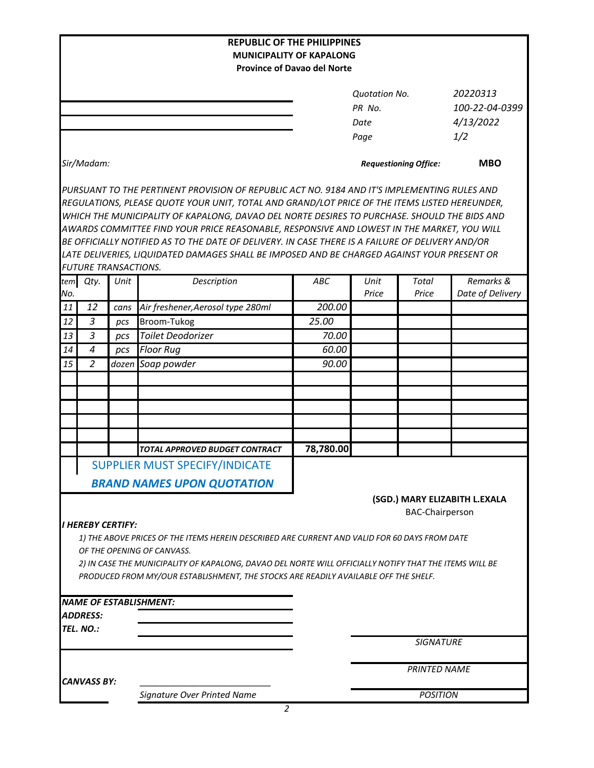**REPUBLIC OF THE PHILIPPINES**
**MUNICIPALITY OF KAPALONG**
**Province of Davao del Norte**

| | |
|---|---|
| *Quotation No.* | *20220313* |
| *PR No.* | *100-22-04-0399* |
| *Date* | *4/13/2022* |
| *Page* | *1/2* |

*Sir/Madam:*

***Requestioning Office:*** **MBO**

*PURSUANT TO THE PERTINENT PROVISION OF REPUBLIC ACT NO. 9184 AND IT'S IMPLEMENTING RULES AND REGULATIONS, PLEASE QUOTE YOUR UNIT, TOTAL AND GRAND/LOT PRICE OF THE ITEMS LISTED HEREUNDER, WHICH THE MUNICIPALITY OF KAPALONG, DAVAO DEL NORTE DESIRES TO PURCHASE. SHOULD THE BIDS AND AWARDS COMMITTEE FIND YOUR PRICE REASONABLE, RESPONSIVE AND LOWEST IN THE MARKET, YOU WILL BE OFFICIALLY NOTIFIED AS TO THE DATE OF DELIVERY. IN CASE THERE IS A FAILURE OF DELIVERY AND/OR LATE DELIVERIES, LIQUIDATED DAMAGES SHALL BE IMPOSED AND BE CHARGED AGAINST YOUR PRESENT OR FUTURE TRANSACTIONS.*

| *tem No.* | *Qty.* | *Unit* | *Description* | *ABC* | *Unit Price* | *Total Price* | *Remarks & Date of Delivery* |
|---|---|---|---|---|---|---|---|
| *11* | *12* | *cans* | *Air freshener,Aerosol type 280ml* | *200.00* | | | |
| *12* | *3* | *pcs* | Broom-Tukog | *25.00* | | | |
| *13* | *3* | *pcs* | *Toilet Deodorizer* | *70.00* | | | |
| *14* | *4* | *pcs* | *Floor Rug* | *60.00* | | | |
| *15* | *2* | *dozen* | *Soap powder* | *90.00* | | | |
| | | | | | | | |
| | | | | | | | |
| | | | | | | | |
| | | | | | | | |
| | | | | | | | |
| | | | ***TOTAL APPROVED BUDGET CONTRACT*** | **78,780.00** | | | |

SUPPLIER MUST SPECIFY/INDICATE

***BRAND NAMES UPON QUOTATION***

**(SGD.) MARY ELIZABITH L.EXALA**
BAC-Chairperson

***I HEREBY CERTIFY:***

1) *THE ABOVE PRICES OF THE ITEMS HEREIN DESCRIBED ARE CURRENT AND VALID FOR 60 DAYS FROM DATE OF THE OPENING OF CANVASS.*

2) *IN CASE THE MUNICIPALITY OF KAPALONG, DAVAO DEL NORTE WILL OFFICIALLY NOTIFY THAT THE ITEMS WILL BE PRODUCED FROM MY/OUR ESTABLISHMENT, THE STOCKS ARE READILY AVAILABLE OFF THE SHELF.*

***NAME OF ESTABLISHMENT:*** \_\_\_\_\_\_\_\_\_\_\_\_\_\_\_\_

***ADDRESS:*** \_\_\_\_\_\_\_\_\_\_\_\_\_\_\_\_

***TEL. NO.:*** \_\_\_\_\_\_\_\_\_\_\_\_\_\_\_\_

\_\_\_\_\_\_\_\_\_\_\_\_\_\_\_\_
*SIGNATURE*

\_\_\_\_\_\_\_\_\_\_\_\_\_\_\_\_
*PRINTED NAME*

***CANVASS BY:*** \_\_\_\_\_\_\_\_\_\_\_\_\_\_\_\_\_\_\_\_\_\_\_\_\_\_
*Signature Over Printed Name*

\_\_\_\_\_\_\_\_\_\_\_\_\_\_\_\_
*POSITION*